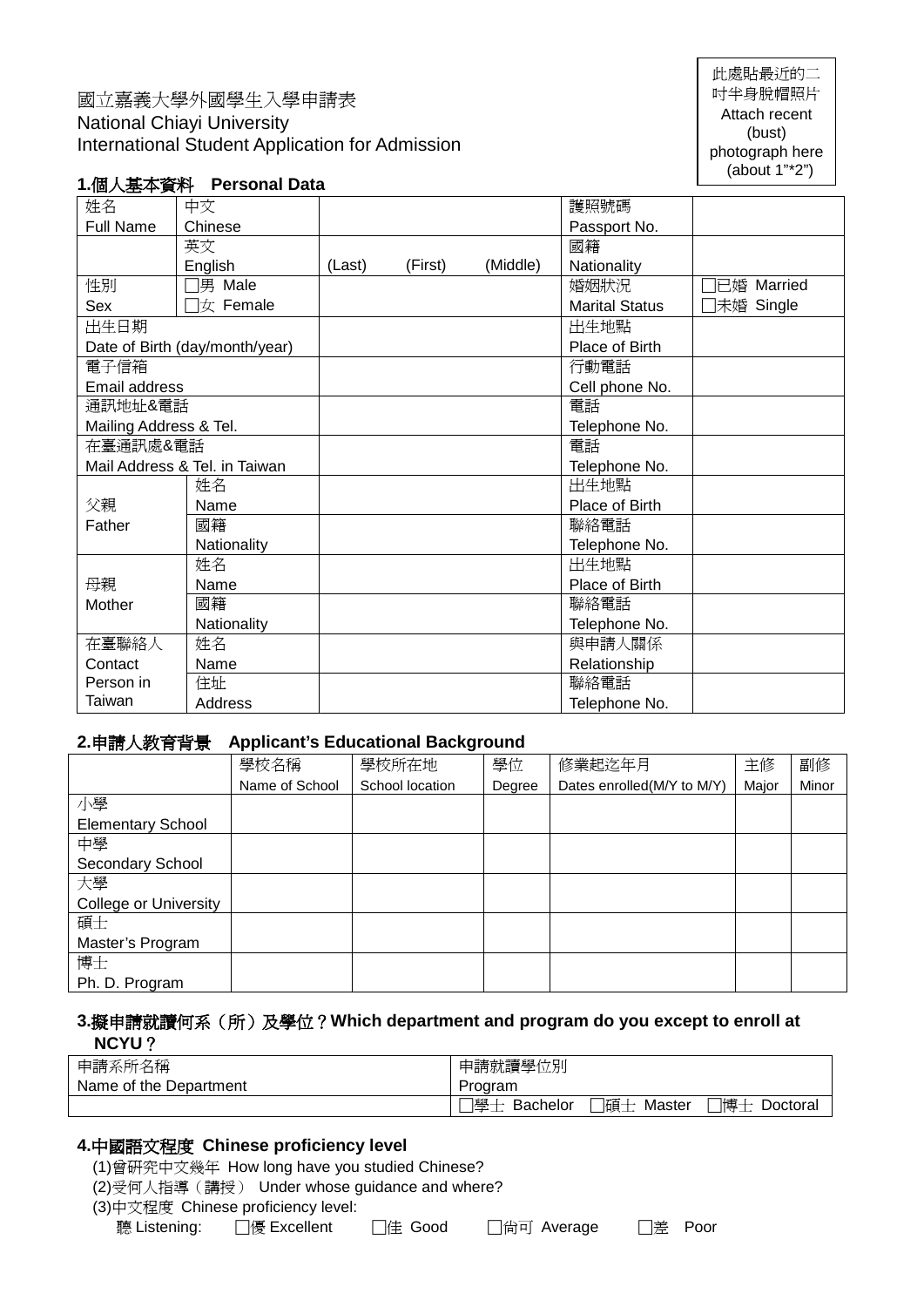此處貼最近的二吋半身脫帽照片
Attach recent (bust) photograph here (about 1"*2")

# 國立嘉義大學外國學生入學申請表
# National Chiayi University
# International Student Application for Admission

## 1.個人基本資料　Personal Data

| 姓名 Full Name | 中文 Chinese | | 護照號碼 Passport No. | |
|---|---|---|---|---|
| | 英文 English | (Last)　(First)　(Middle) | 國籍 Nationality | |
| 性別 Sex | □男 Male □女 Female | | 婚姻狀況 Marital Status | □已婚 Married □未婚 Single |
| 出生日期 Date of Birth (day/month/year) | | | 出生地點 Place of Birth | |
| 電子信箱 Email address | | | 行動電話 Cell phone No. | |
| 通訊地址&電話 Mailing Address & Tel. | | | 電話 Telephone No. | |
| 在臺通訊處&電話 Mail Address & Tel. in Taiwan | | | 電話 Telephone No. | |
| 父親 Father | 姓名 Name | | 出生地點 Place of Birth | |
| | 國籍 Nationality | | 聯絡電話 Telephone No. | |
| 母親 Mother | 姓名 Name | | 出生地點 Place of Birth | |
| | 國籍 Nationality | | 聯絡電話 Telephone No. | |
| 在臺聯絡人 Contact Person in Taiwan | 姓名 Name | | 與申請人關係 Relationship | |
| | 住址 Address | | 聯絡電話 Telephone No. | |

## 2.申請人教育背景　Applicant's Educational Background

| | 學校名稱 Name of School | 學校所在地 School location | 學位 Degree | 修業起迄年月 Dates enrolled(M/Y to M/Y) | 主修 Major | 副修 Minor |
|---|---|---|---|---|---|---|
| 小學 Elementary School | | | | | | |
| 中學 Secondary School | | | | | | |
| 大學 College or University | | | | | | |
| 碩士 Master's Program | | | | | | |
| 博士 Ph. D. Program | | | | | | |

## 3.擬申請就讀何系（所）及學位？Which department and program do you except to enroll at NCYU？

| 申請系所名稱 Name of the Department | 申請就讀學位別 Program |
|---|---|
| | □學士 Bachelor　□碩士 Master　□博士 Doctoral |

## 4.中國語文程度 Chinese proficiency level

(1)曾研究中文幾年 How long have you studied Chinese?

(2)受何人指導（講授） Under whose guidance and where?

(3)中文程度 Chinese proficiency level:

聽 Listening:　□優 Excellent　□佳 Good　□尚可 Average　□差 Poor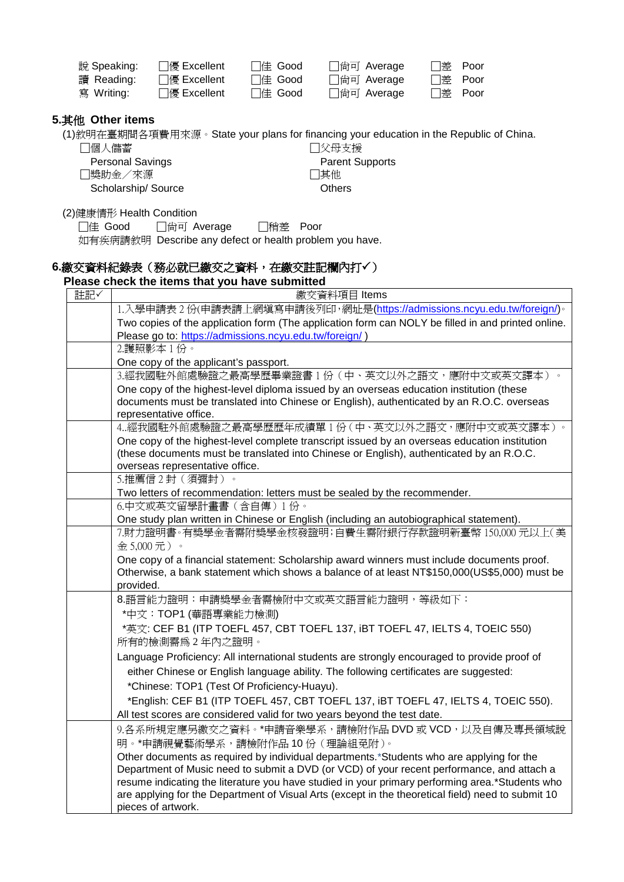| | | | | | |
|---|---|---|---|---|---|
| 說 Speaking: | ☐優 Excellent | ☐佳 Good | ☐尚可 Average | ☐差 Poor |
| 讀 Reading: | ☐優 Excellent | ☐佳 Good | ☐尚可 Average | ☐差 Poor |
| 寫 Writing: | ☐優 Excellent | ☐佳 Good | ☐尚可 Average | ☐差 Poor |

## 5.其他 Other items

(1)敘明在臺期間各項費用來源。State your plans for financing your education in the Republic of China.

☐個人儲蓄
Personal Savings

☐父母支援
Parent Supports

☐獎助金／來源
Scholarship/ Source

☐其他
Others

(2)健康情形 Health Condition

☐佳 Good ☐尚可 Average ☐稍差 Poor

如有疾病請敘明 Describe any defect or health problem you have.

## 6.繳交資料紀錄表（務必就已繳交之資料，在繳交註記欄內打✓）

**Please check the items that you have submitted**

| 註記✓ | 繳交資料項目 Items |
|---|---|
| | 1.入學申請表 2 份(申請表請上網填寫申請後列印，網址是(https://admissions.ncyu.edu.tw/foreign/)。<br>Two copies of the application form (The application form can NOLY be filled in and printed online. Please go to: https://admissions.ncyu.edu.tw/foreign/ ) |
| | 2.護照影本 1 份。<br>One copy of the applicant's passport. |
| | 3.經我國駐外館處驗證之最高學歷畢業證書 1 份（中、英文以外之語文，應附中文或英文譯本）。<br>One copy of the highest-level diploma issued by an overseas education institution (these documents must be translated into Chinese or English), authenticated by an R.O.C. overseas representative office. |
| | 4..經我國駐外館處驗證之最高學歷歷年成績單 1 份（中、英文以外之語文，應附中文或英文譯本）。<br>One copy of the highest-level complete transcript issued by an overseas education institution (these documents must be translated into Chinese or English), authenticated by an R.O.C. overseas representative office. |
| | 5.推薦信 2 封（須彌封）。<br>Two letters of recommendation: letters must be sealed by the recommender. |
| | 6.中文或英文留學計畫書（含自傳）1 份。<br>One study plan written in Chinese or English (including an autobiographical statement). |
| | 7.財力證明書。有獎學金者需附獎學金核發證明；自費生需附銀行存款證明新臺幣 150,000 元以上(美金 5,000 元）。<br>One copy of a financial statement: Scholarship award winners must include documents proof. Otherwise, a bank statement which shows a balance of at least NT$150,000(US$5,000) must be provided. |
| | 8.語言能力證明：申請獎學金者需檢附中文或英文語言能力證明，等級如下：<br>*中文：TOP1 (華語專業能力檢測)<br>*英文: CEF B1 (ITP TOEFL 457, CBT TOEFL 137, iBT TOEFL 47, IELTS 4, TOEIC 550)<br>所有的檢測需為 2 年內之證明。<br>Language Proficiency: All international students are strongly encouraged to provide proof of either Chinese or English language ability. The following certificates are suggested:<br>*Chinese: TOP1 (Test Of Proficiency-Huayu).<br>*English: CEF B1 (ITP TOEFL 457, CBT TOEFL 137, iBT TOEFL 47, IELTS 4, TOEIC 550).<br>All test scores are considered valid for two years beyond the test date. |
| | 9.各系所規定應另繳交之資料。*申請音樂學系，請檢附作品 DVD 或 VCD，以及自傳及專長領域說明。*申請視覺藝術學系，請檢附作品 10 份（理論組免附）。<br>Other documents as required by individual departments.*Students who are applying for the Department of Music need to submit a DVD (or VCD) of your recent performance, and attach a resume indicating the literature you have studied in your primary performing area.*Students who are applying for the Department of Visual Arts (except in the theoretical field) need to submit 10 pieces of artwork. |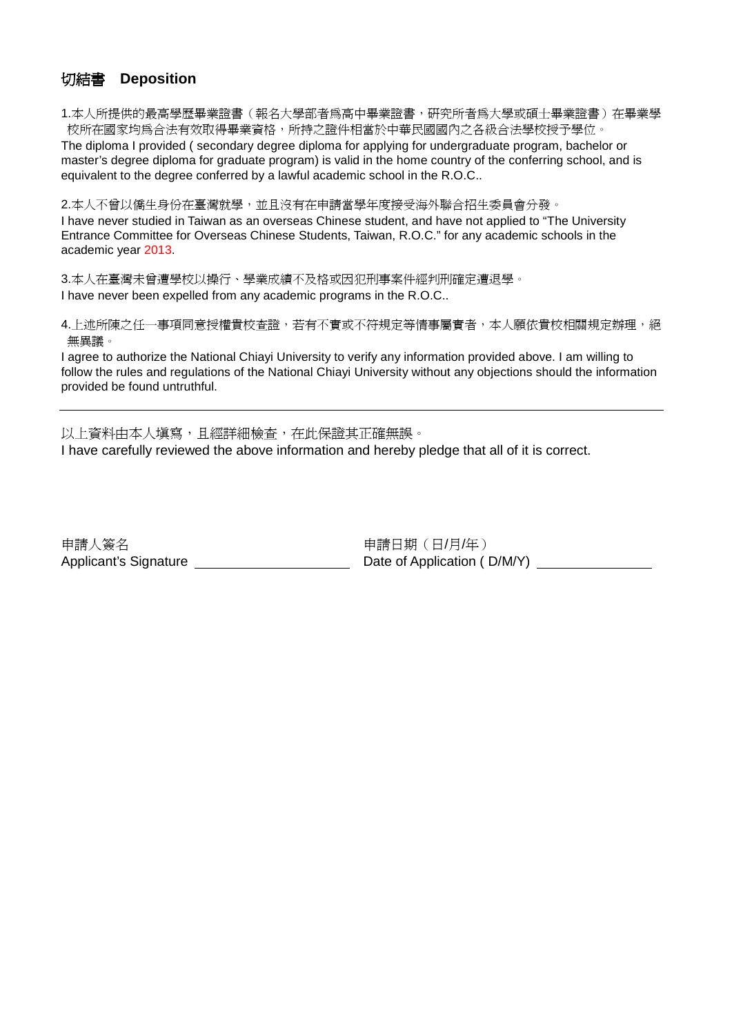# 切結書 Deposition

1.本人所提供的最高學歷畢業證書（報名大學部者為高中畢業證書，研究所者為大學或碩士畢業證書）在畢業學校所在國家均為合法有效取得畢業資格，所持之證件相當於中華民國國內之各級合法學校授予學位。

The diploma I provided ( secondary degree diploma for applying for undergraduate program, bachelor or master's degree diploma for graduate program) is valid in the home country of the conferring school, and is equivalent to the degree conferred by a lawful academic school in the R.O.C..

2.本人不曾以僑生身份在臺灣就學，並且沒有在申請當學年度接受海外聯合招生委員會分發。

I have never studied in Taiwan as an overseas Chinese student, and have not applied to "The University Entrance Committee for Overseas Chinese Students, Taiwan, R.O.C." for any academic schools in the academic year 2013.

3.本人在臺灣未曾遭學校以操行、學業成績不及格或因犯刑事案件經判刑確定遭退學。

I have never been expelled from any academic programs in the R.O.C..

4.上述所陳之任一事項同意授權貴校查證，若有不實或不符規定等情事屬實者，本人願依貴校相關規定辦理，絕無異議。

I agree to authorize the National Chiayi University to verify any information provided above. I am willing to follow the rules and regulations of the National Chiayi University without any objections should the information provided be found untruthful.

---

以上資料由本人填寫，且經詳細檢查，在此保證其正確無誤。

I have carefully reviewed the above information and hereby pledge that all of it is correct.

申請人簽名
Applicant's Signature ____________________

申請日期（日/月/年）
Date of Application ( D/M/Y) ______________